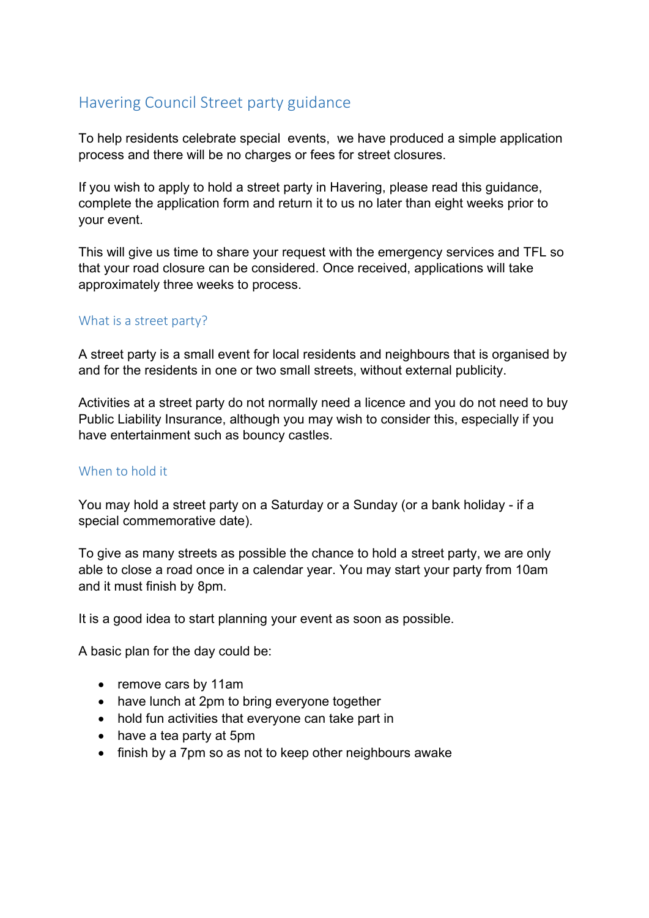# Havering Council Street party guidance

To help residents celebrate special events, we have produced a simple application process and there will be no charges or fees for street closures.

If you wish to apply to hold a street party in Havering, please read this guidance, complete the application form and return it to us no later than eight weeks prior to your event.

This will give us time to share your request with the emergency services and TFL so that your road closure can be considered. Once received, applications will take approximately three weeks to process.

## What is a street party?

A street party is a small event for local residents and neighbours that is organised by and for the residents in one or two small streets, without external publicity.

Activities at a street party do not normally need a licence and you do not need to buy Public Liability Insurance, although you may wish to consider this, especially if you have entertainment such as bouncy castles.

## When to hold it

You may hold a street party on a Saturday or a Sunday (or a bank holiday - if a special commemorative date).

To give as many streets as possible the chance to hold a street party, we are only able to close a road once in a calendar year. You may start your party from 10am and it must finish by 8pm.

It is a good idea to start planning your event as soon as possible.

A basic plan for the day could be:

- remove cars by 11am
- have lunch at 2pm to bring everyone together
- hold fun activities that everyone can take part in
- have a tea party at 5pm
- finish by a 7pm so as not to keep other neighbours awake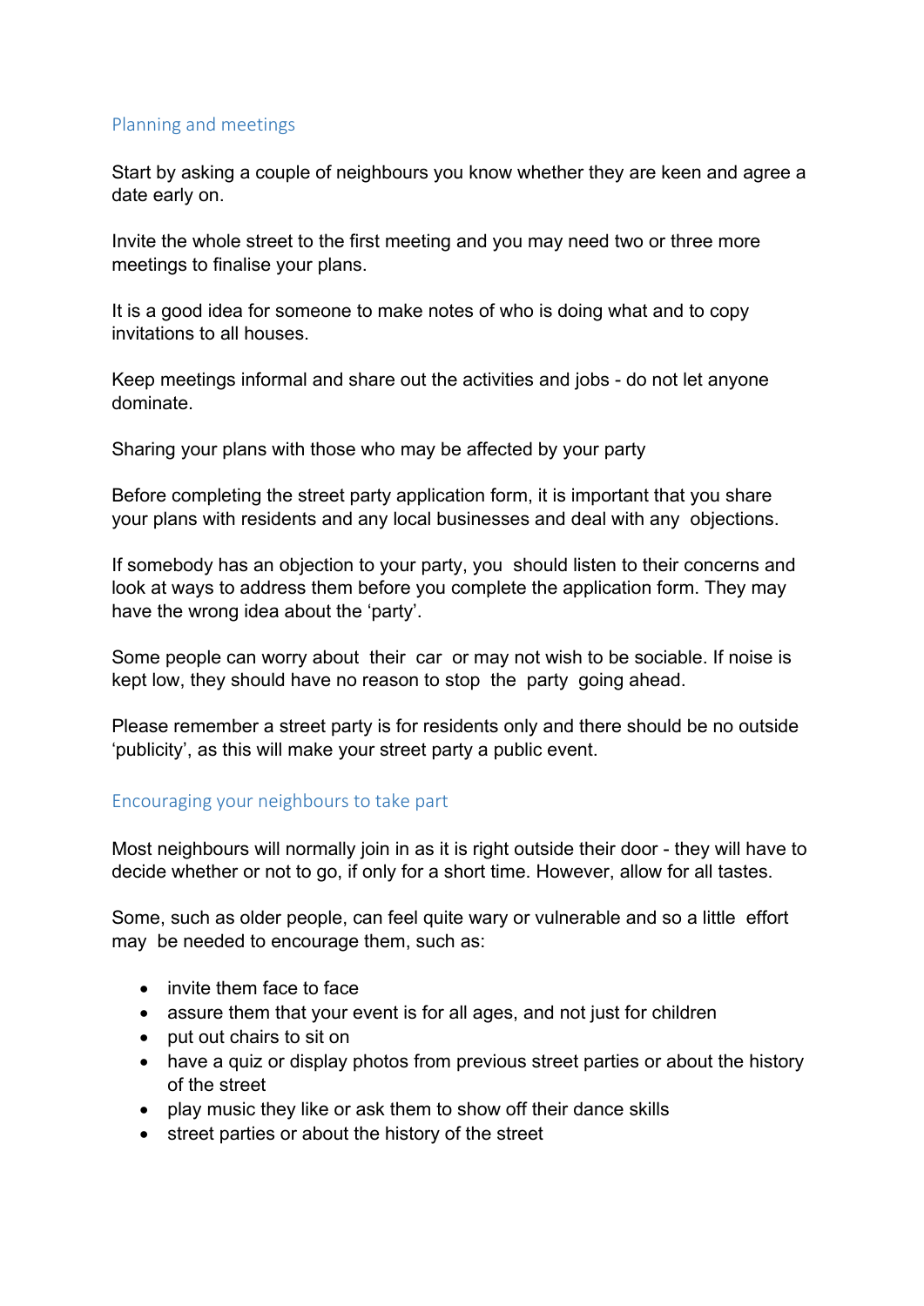## Planning and meetings

Start by asking a couple of neighbours you know whether they are keen and agree a date early on.

Invite the whole street to the first meeting and you may need two or three more meetings to finalise your plans.

It is a good idea for someone to make notes of who is doing what and to copy invitations to all houses.

Keep meetings informal and share out the activities and jobs - do not let anyone dominate.

Sharing your plans with those who may be affected by your party

Before completing the street party application form, it is important that you share your plans with residents and any local businesses and deal with any objections.

If somebody has an objection to your party, you should listen to their concerns and look at ways to address them before you complete the application form. They may have the wrong idea about the 'party'.

Some people can worry about their car or may not wish to be sociable. If noise is kept low, they should have no reason to stop the party going ahead.

Please remember a street party is for residents only and there should be no outside 'publicity', as this will make your street party a public event.

## Encouraging your neighbours to take part

Most neighbours will normally join in as it is right outside their door - they will have to decide whether or not to go, if only for a short time. However, allow for all tastes.

Some, such as older people, can feel quite wary or vulnerable and so a little effort may be needed to encourage them, such as:

- invite them face to face
- assure them that your event is for all ages, and not just for children
- put out chairs to sit on
- have a quiz or display photos from previous street parties or about the history of the street
- play music they like or ask them to show off their dance skills
- street parties or about the history of the street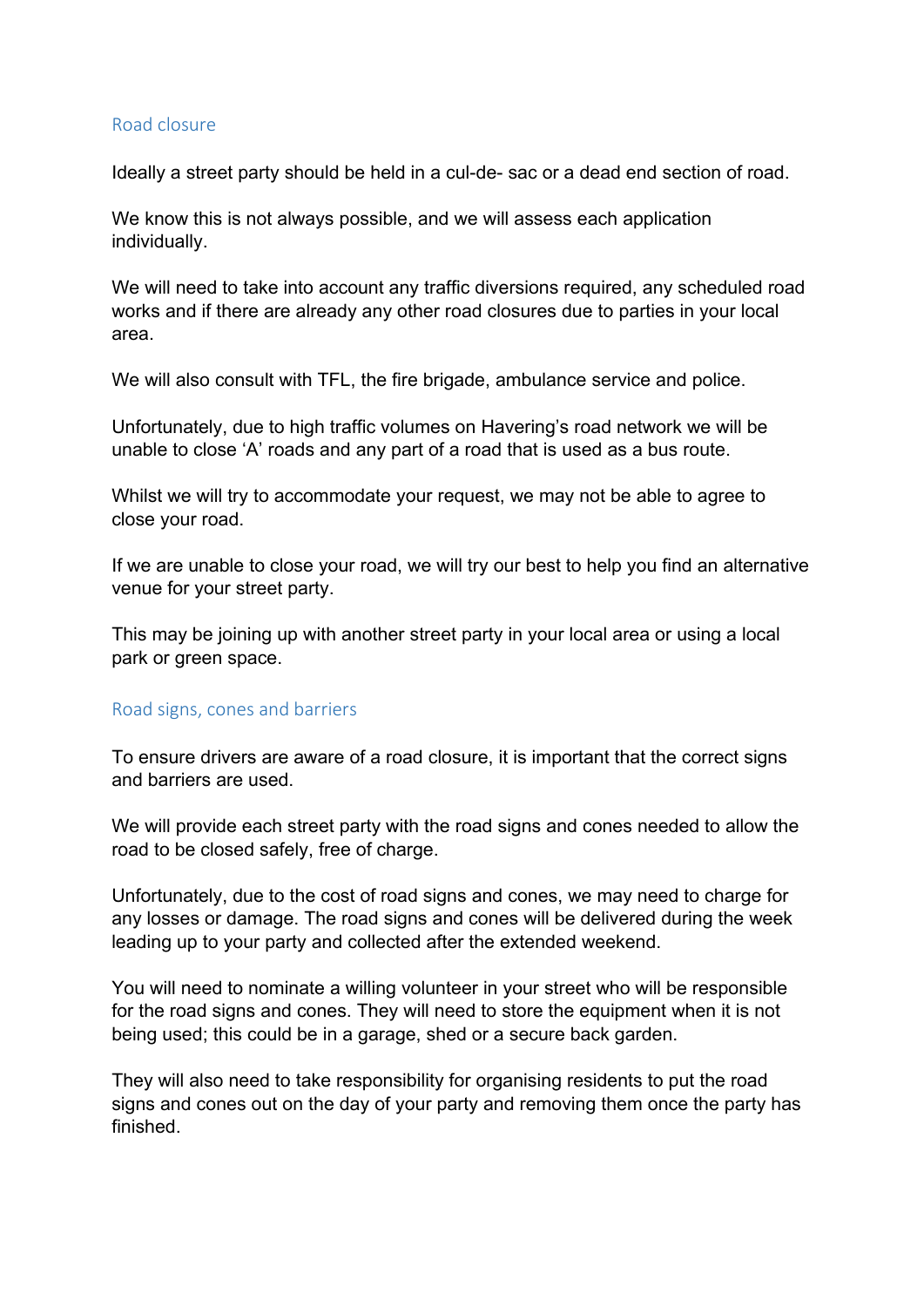## Road closure

Ideally a street party should be held in a cul-de- sac or a dead end section of road.

We know this is not always possible, and we will assess each application individually.

We will need to take into account any traffic diversions required, any scheduled road works and if there are already any other road closures due to parties in your local area.

We will also consult with TFL, the fire brigade, ambulance service and police.

Unfortunately, due to high traffic volumes on Havering's road network we will be unable to close 'A' roads and any part of a road that is used as a bus route.

Whilst we will try to accommodate your request, we may not be able to agree to close your road.

If we are unable to close your road, we will try our best to help you find an alternative venue for your street party.

This may be joining up with another street party in your local area or using a local park or green space.

## Road signs, cones and barriers

To ensure drivers are aware of a road closure, it is important that the correct signs and barriers are used.

We will provide each street party with the road signs and cones needed to allow the road to be closed safely, free of charge.

Unfortunately, due to the cost of road signs and cones, we may need to charge for any losses or damage. The road signs and cones will be delivered during the week leading up to your party and collected after the extended weekend.

You will need to nominate a willing volunteer in your street who will be responsible for the road signs and cones. They will need to store the equipment when it is not being used; this could be in a garage, shed or a secure back garden.

They will also need to take responsibility for organising residents to put the road signs and cones out on the day of your party and removing them once the party has finished.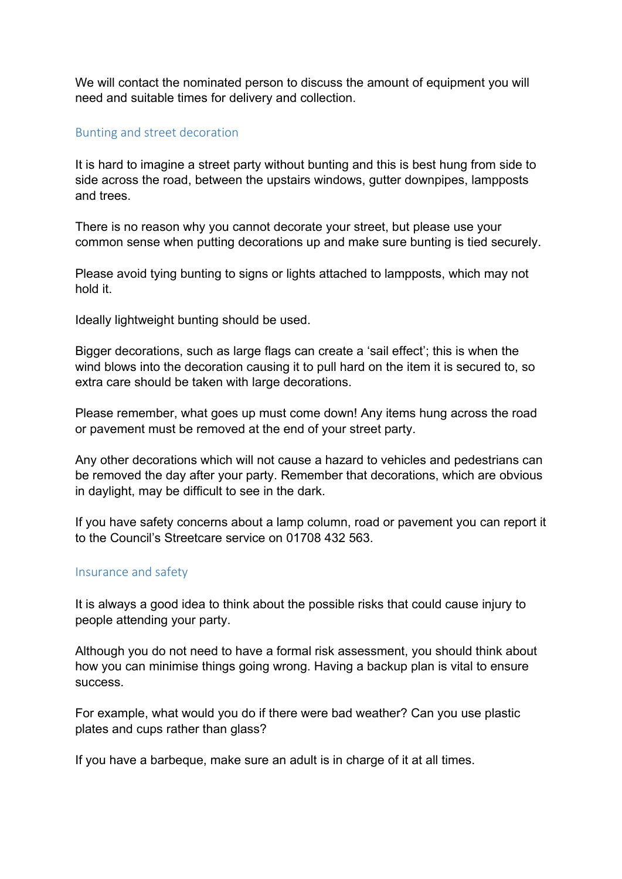We will contact the nominated person to discuss the amount of equipment you will need and suitable times for delivery and collection.

## Bunting and street decoration

It is hard to imagine a street party without bunting and this is best hung from side to side across the road, between the upstairs windows, gutter downpipes, lampposts and trees.

There is no reason why you cannot decorate your street, but please use your common sense when putting decorations up and make sure bunting is tied securely.

Please avoid tying bunting to signs or lights attached to lampposts, which may not hold it.

Ideally lightweight bunting should be used.

Bigger decorations, such as large flags can create a 'sail effect'; this is when the wind blows into the decoration causing it to pull hard on the item it is secured to, so extra care should be taken with large decorations.

Please remember, what goes up must come down! Any items hung across the road or pavement must be removed at the end of your street party.

Any other decorations which will not cause a hazard to vehicles and pedestrians can be removed the day after your party. Remember that decorations, which are obvious in daylight, may be difficult to see in the dark.

If you have safety concerns about a lamp column, road or pavement you can report it to the Council's Streetcare service on 01708 432 563.

## Insurance and safety

It is always a good idea to think about the possible risks that could cause injury to people attending your party.

Although you do not need to have a formal risk assessment, you should think about how you can minimise things going wrong. Having a backup plan is vital to ensure success.

For example, what would you do if there were bad weather? Can you use plastic plates and cups rather than glass?

If you have a barbeque, make sure an adult is in charge of it at all times.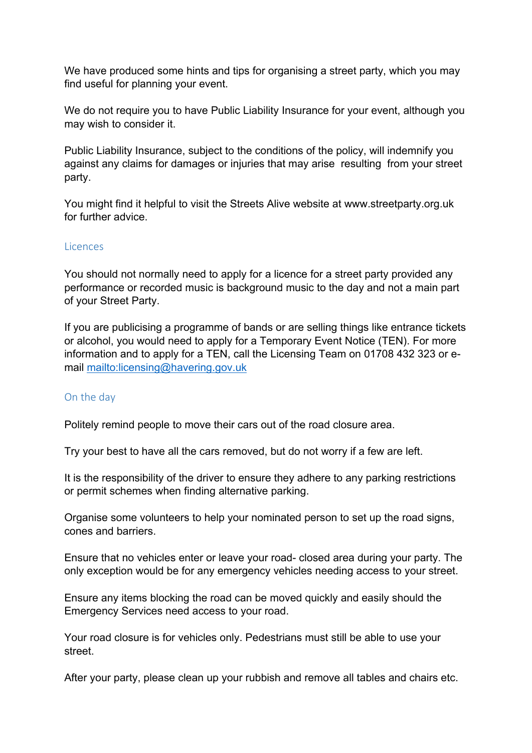We have produced some hints and tips for organising a street party, which you may find useful for planning your event.

We do not require you to have Public Liability Insurance for your event, although you may wish to consider it.

Public Liability Insurance, subject to the conditions of the policy, will indemnify you against any claims for damages or injuries that may arise resulting from your street party.

You might find it helpful to visit the Streets Alive website at www.streetparty.org.uk for further advice.

## Licences

You should not normally need to apply for a licence for a street party provided any performance or recorded music is background music to the day and not a main part of your Street Party.

If you are publicising a programme of bands or are selling things like entrance tickets or alcohol, you would need to apply for a Temporary Event Notice (TEN). For more information and to apply for a TEN, call the Licensing Team on 01708 432 323 or e-mail [mailto:licensing@havering.gov.uk](mailto:licensing@havering.gov.uk)

## On the day

Politely remind people to move their cars out of the road closure area.

Try your best to have all the cars removed, but do not worry if a few are left.

It is the responsibility of the driver to ensure they adhere to any parking restrictions or permit schemes when finding alternative parking.

Organise some volunteers to help your nominated person to set up the road signs, cones and barriers.

Ensure that no vehicles enter or leave your road- closed area during your party. The only exception would be for any emergency vehicles needing access to your street.

Ensure any items blocking the road can be moved quickly and easily should the Emergency Services need access to your road.

Your road closure is for vehicles only. Pedestrians must still be able to use your street.

After your party, please clean up your rubbish and remove all tables and chairs etc.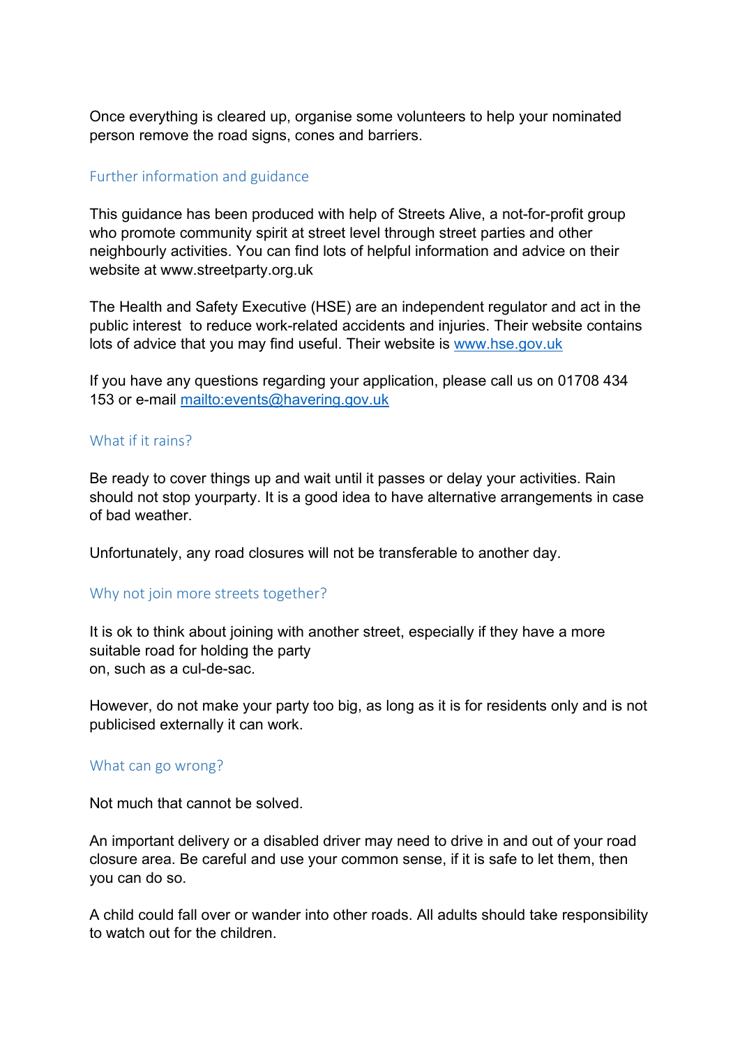Once everything is cleared up, organise some volunteers to help your nominated person remove the road signs, cones and barriers.

## Further information and guidance

This guidance has been produced with help of Streets Alive, a not-for-profit group who promote community spirit at street level through street parties and other neighbourly activities. You can find lots of helpful information and advice on their website at www.streetparty.org.uk

The Health and Safety Executive (HSE) are an independent regulator and act in the public interest to reduce work-related accidents and injuries. Their website contains lots of advice that you may find useful. Their website is [www.hse.gov.uk](http://www.hse.gov.uk)

If you have any questions regarding your application, please call us on 01708 434 153 or e-mail [mailto:events@havering.gov.uk](mailto:events@havering.gov.uk)

## What if it rains?

Be ready to cover things up and wait until it passes or delay your activities. Rain should not stop yourparty. It is a good idea to have alternative arrangements in case of bad weather.

Unfortunately, any road closures will not be transferable to another day.

## Why not join more streets together?

It is ok to think about joining with another street, especially if they have a more suitable road for holding the party on, such as a cul-de-sac.

However, do not make your party too big, as long as it is for residents only and is not publicised externally it can work.

## What can go wrong?

Not much that cannot be solved.

An important delivery or a disabled driver may need to drive in and out of your road closure area. Be careful and use your common sense, if it is safe to let them, then you can do so.

A child could fall over or wander into other roads. All adults should take responsibility to watch out for the children.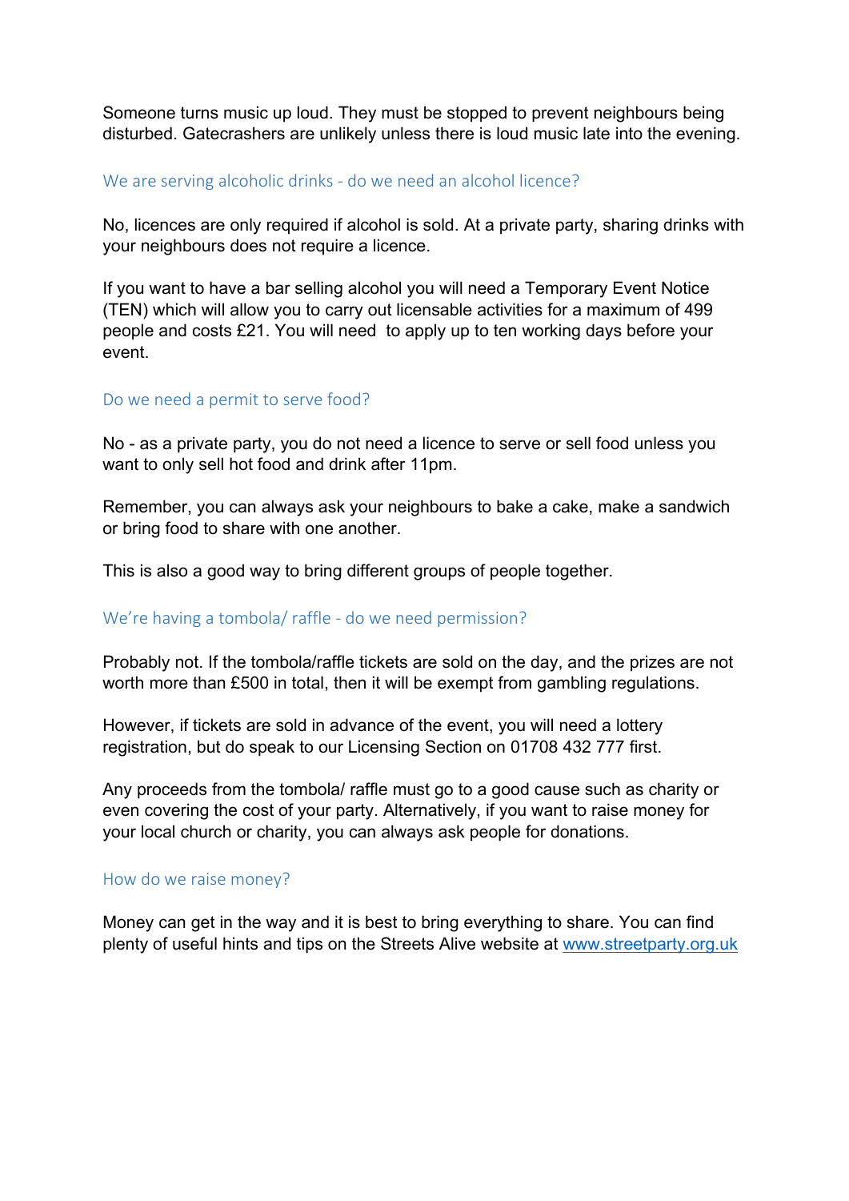Someone turns music up loud. They must be stopped to prevent neighbours being disturbed. Gatecrashers are unlikely unless there is loud music late into the evening.

### We are serving alcoholic drinks - do we need an alcohol licence?

No, licences are only required if alcohol is sold. At a private party, sharing drinks with your neighbours does not require a licence.

If you want to have a bar selling alcohol you will need a Temporary Event Notice (TEN) which will allow you to carry out licensable activities for a maximum of 499 people and costs £21. You will need to apply up to ten working days before your event.

### Do we need a permit to serve food?

No - as a private party, you do not need a licence to serve or sell food unless you want to only sell hot food and drink after 11pm.

Remember, you can always ask your neighbours to bake a cake, make a sandwich or bring food to share with one another.

This is also a good way to bring different groups of people together.

### We're having a tombola/ raffle - do we need permission?

Probably not. If the tombola/raffle tickets are sold on the day, and the prizes are not worth more than £500 in total, then it will be exempt from gambling regulations.

However, if tickets are sold in advance of the event, you will need a lottery registration, but do speak to our Licensing Section on 01708 432 777 first.

Any proceeds from the tombola/ raffle must go to a good cause such as charity or even covering the cost of your party. Alternatively, if you want to raise money for your local church or charity, you can always ask people for donations.

### How do we raise money?

Money can get in the way and it is best to bring everything to share. You can find plenty of useful hints and tips on the Streets Alive website at [www.streetparty.org.uk](http://www.streetparty.org.uk)